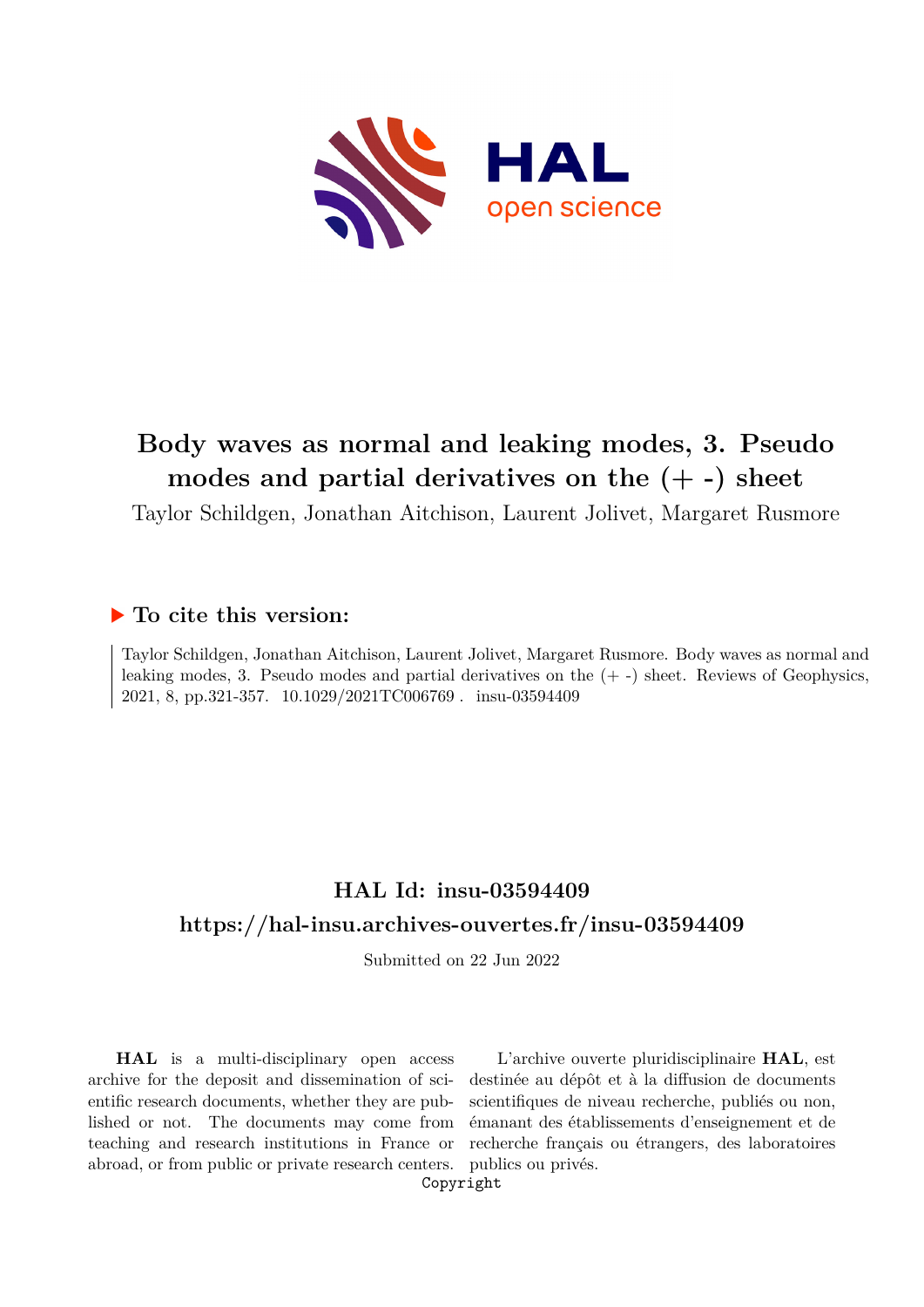# Body waves as normal and leaking modes, 3. Pseudo modes and partial derivatives on the (+ -) sheet

Taylor Schildgen, Jonathan Aitchison, Laurent Jolivet, Margaret Rusmore

## ▶ To cite this version:

Taylor Schildgen, Jonathan Aitchison, Laurent Jolivet, Margaret Rusmore. Body waves as normal and leaking modes, 3. Pseudo modes and partial derivatives on the (+ -) sheet. Reviews of Geophysics, 2021, 8, pp.321-357. 10.1029/2021TC006769 . insu-03594409

## HAL Id: insu-03594409

## https://hal-insu.archives-ouvertes.fr/insu-03594409

Submitted on 22 Jun 2022

**HAL** is a multi-disciplinary open access archive for the deposit and dissemination of scientific research documents, whether they are published or not. The documents may come from teaching and research institutions in France or abroad, or from public or private research centers.

L'archive ouverte pluridisciplinaire **HAL**, est destinée au dépôt et à la diffusion de documents scientifiques de niveau recherche, publiés ou non, émanant des établissements d'enseignement et de recherche français ou étrangers, des laboratoires publics ou privés.

Copyright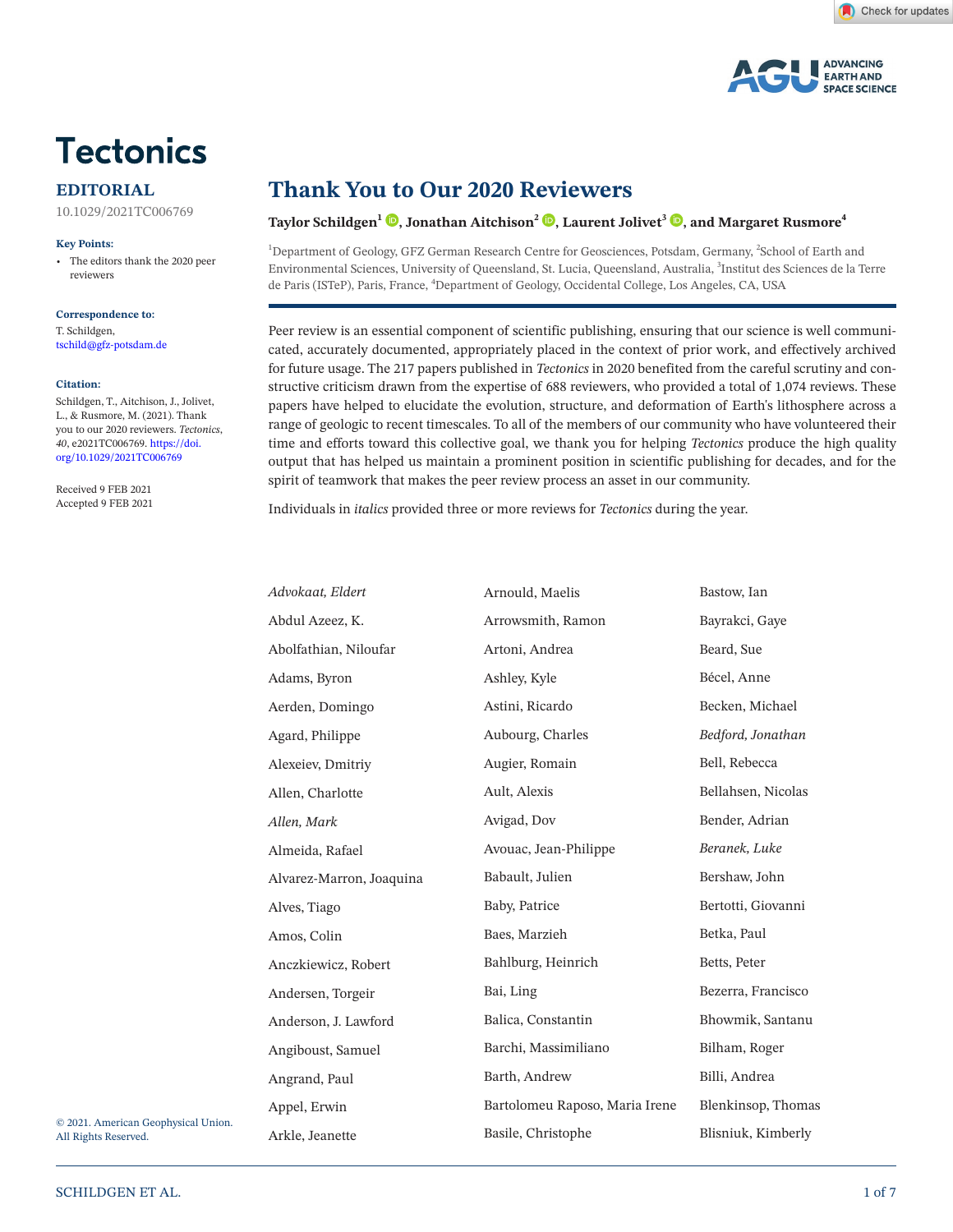# Tectonics

## EDITORIAL

10.1029/2021TC006769

**Key Points:**

- The editors thank the 2020 peer reviewers

**Correspondence to:**

T. Schildgen,
tschild@gfz-potsdam.de

**Citation:**

Schildgen, T., Aitchison, J., Jolivet, L., & Rusmore, M. (2021). Thank you to our 2020 reviewers. *Tectonics*, *40*, e2021TC006769. https://doi.org/10.1029/2021TC006769

Received 9 FEB 2021
Accepted 9 FEB 2021

© 2021. American Geophysical Union. All Rights Reserved.

# Thank You to Our 2020 Reviewers

**Taylor Schildgen[1], Jonathan Aitchison[2], Laurent Jolivet[3], and Margaret Rusmore[4]**

[1]Department of Geology, GFZ German Research Centre for Geosciences, Potsdam, Germany, [2]School of Earth and Environmental Sciences, University of Queensland, St. Lucia, Queensland, Australia, [3]Institut des Sciences de la Terre de Paris (ISTeP), Paris, France, [4]Department of Geology, Occidental College, Los Angeles, CA, USA

Peer review is an essential component of scientific publishing, ensuring that our science is well communicated, accurately documented, appropriately placed in the context of prior work, and effectively archived for future usage. The 217 papers published in *Tectonics* in 2020 benefited from the careful scrutiny and constructive criticism drawn from the expertise of 688 reviewers, who provided a total of 1,074 reviews. These papers have helped to elucidate the evolution, structure, and deformation of Earth's lithosphere across a range of geologic to recent timescales. To all of the members of our community who have volunteered their time and efforts toward this collective goal, we thank you for helping *Tectonics* produce the high quality output that has helped us maintain a prominent position in scientific publishing for decades, and for the spirit of teamwork that makes the peer review process an asset in our community.

Individuals in *italics* provided three or more reviews for *Tectonics* during the year.

*Advokaat, Eldert*
Abdul Azeez, K.
Abolfathian, Niloufar
Adams, Byron
Aerden, Domingo
Agard, Philippe
Alexeiev, Dmitriy
Allen, Charlotte
*Allen, Mark*
Almeida, Rafael
Alvarez-Marron, Joaquina
Alves, Tiago
Amos, Colin
Anczkiewicz, Robert
Andersen, Torgeir
Anderson, J. Lawford
Angiboust, Samuel
Angrand, Paul
Appel, Erwin
Arkle, Jeanette
Arnould, Maelis
Arrowsmith, Ramon
Artoni, Andrea
Ashley, Kyle
Astini, Ricardo
Aubourg, Charles
Augier, Romain
Ault, Alexis
Avigad, Dov
Avouac, Jean-Philippe
Babault, Julien
Baby, Patrice
Baes, Marzieh
Bahlburg, Heinrich
Bai, Ling
Balica, Constantin
Barchi, Massimiliano
Barth, Andrew
Bartolomeu Raposo, Maria Irene
Basile, Christophe
Bastow, Ian
Bayrakci, Gaye
Beard, Sue
Bécel, Anne
Becken, Michael
*Bedford, Jonathan*
Bell, Rebecca
Bellahsen, Nicolas
Bender, Adrian
*Beranek, Luke*
Bershaw, John
Bertotti, Giovanni
Betka, Paul
Betts, Peter
Bezerra, Francisco
Bhowmik, Santanu
Bilham, Roger
Billi, Andrea
Blenkinsop, Thomas
Blisniuk, Kimberly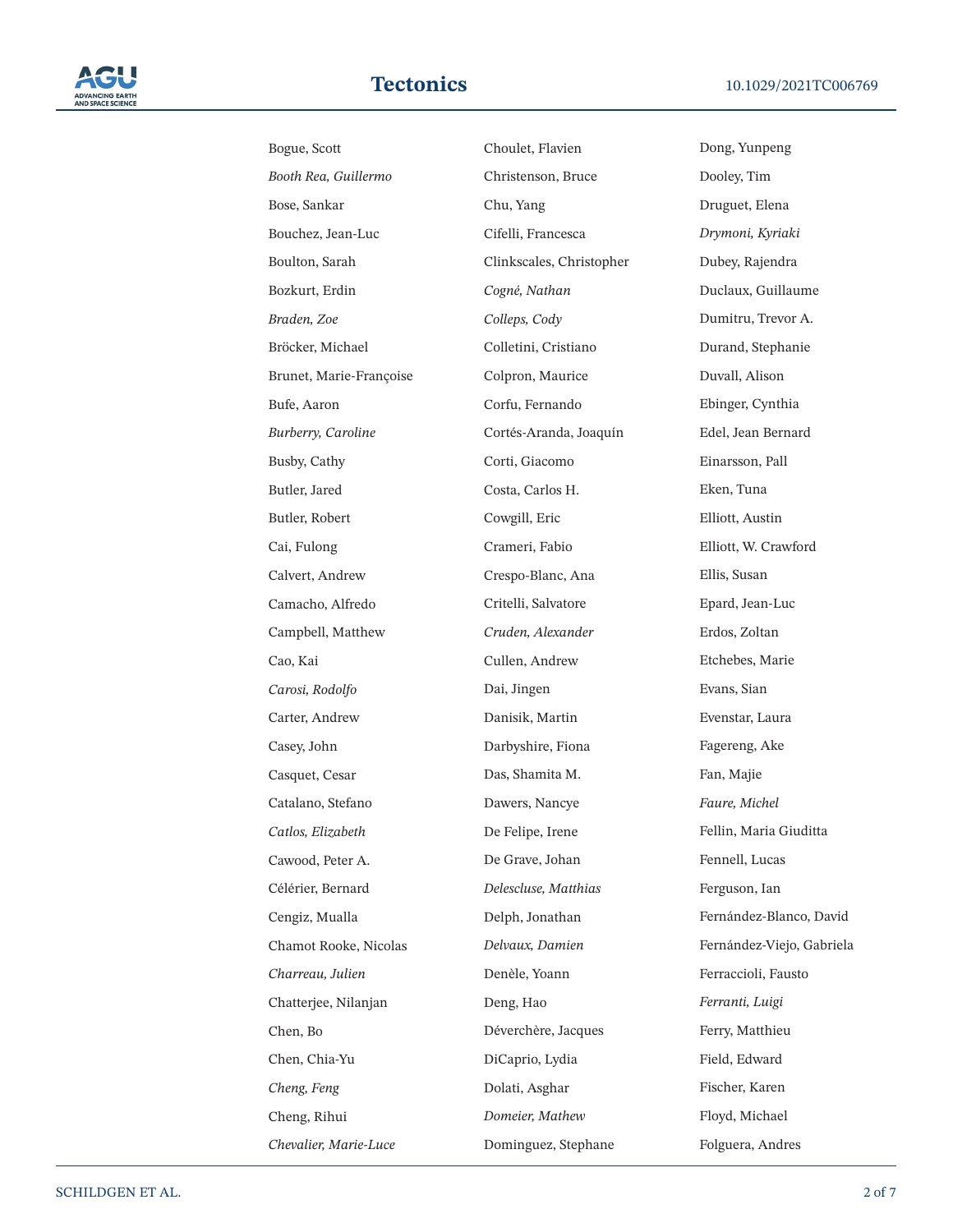Bogue, Scott

*Booth Rea, Guillermo*

Bose, Sankar

Bouchez, Jean-Luc

Boulton, Sarah

Bozkurt, Erdin

*Braden, Zoe*

Bröcker, Michael

Brunet, Marie-Françoise

Bufe, Aaron

*Burberry, Caroline*

Busby, Cathy

Butler, Jared

Butler, Robert

Cai, Fulong

Calvert, Andrew

Camacho, Alfredo

Campbell, Matthew

Cao, Kai

*Carosi, Rodolfo*

Carter, Andrew

Casey, John

Casquet, Cesar

Catalano, Stefano

*Catlos, Elizabeth*

Cawood, Peter A.

Célérier, Bernard

Cengiz, Mualla

Chamot Rooke, Nicolas

*Charreau, Julien*

Chatterjee, Nilanjan

Chen, Bo

Chen, Chia-Yu

*Cheng, Feng*

Cheng, Rihui

*Chevalier, Marie-Luce*

Choulet, Flavien

Christenson, Bruce

Chu, Yang

Cifelli, Francesca

Clinkscales, Christopher

*Cogné, Nathan*

*Colleps, Cody*

Colletini, Cristiano

Colpron, Maurice

Corfu, Fernando

Cortés-Aranda, Joaquín

Corti, Giacomo

Costa, Carlos H.

Cowgill, Eric

Crameri, Fabio

Crespo-Blanc, Ana

Critelli, Salvatore

*Cruden, Alexander*

Cullen, Andrew

Dai, Jingen

Danisik, Martin

Darbyshire, Fiona

Das, Shamita M.

Dawers, Nancye

De Felipe, Irene

De Grave, Johan

*Delescluse, Matthias*

Delph, Jonathan

*Delvaux, Damien*

Denèle, Yoann

Deng, Hao

Déverchère, Jacques

DiCaprio, Lydia

Dolati, Asghar

*Domeier, Mathew*

Dominguez, Stephane

Dong, Yunpeng

Dooley, Tim

Druguet, Elena

*Drymoni, Kyriaki*

Dubey, Rajendra

Duclaux, Guillaume

Dumitru, Trevor A.

Durand, Stephanie

Duvall, Alison

Ebinger, Cynthia

Edel, Jean Bernard

Einarsson, Pall

Eken, Tuna

Elliott, Austin

Elliott, W. Crawford

Ellis, Susan

Epard, Jean-Luc

Erdos, Zoltan

Etchebes, Marie

Evans, Sian

Evenstar, Laura

Fagereng, Ake

Fan, Majie

*Faure, Michel*

Fellin, Maria Giuditta

Fennell, Lucas

Ferguson, Ian

Fernández-Blanco, David

Fernández-Viejo, Gabriela

Ferraccioli, Fausto

*Ferranti, Luigi*

Ferry, Matthieu

Field, Edward

Fischer, Karen

Floyd, Michael

Folguera, Andres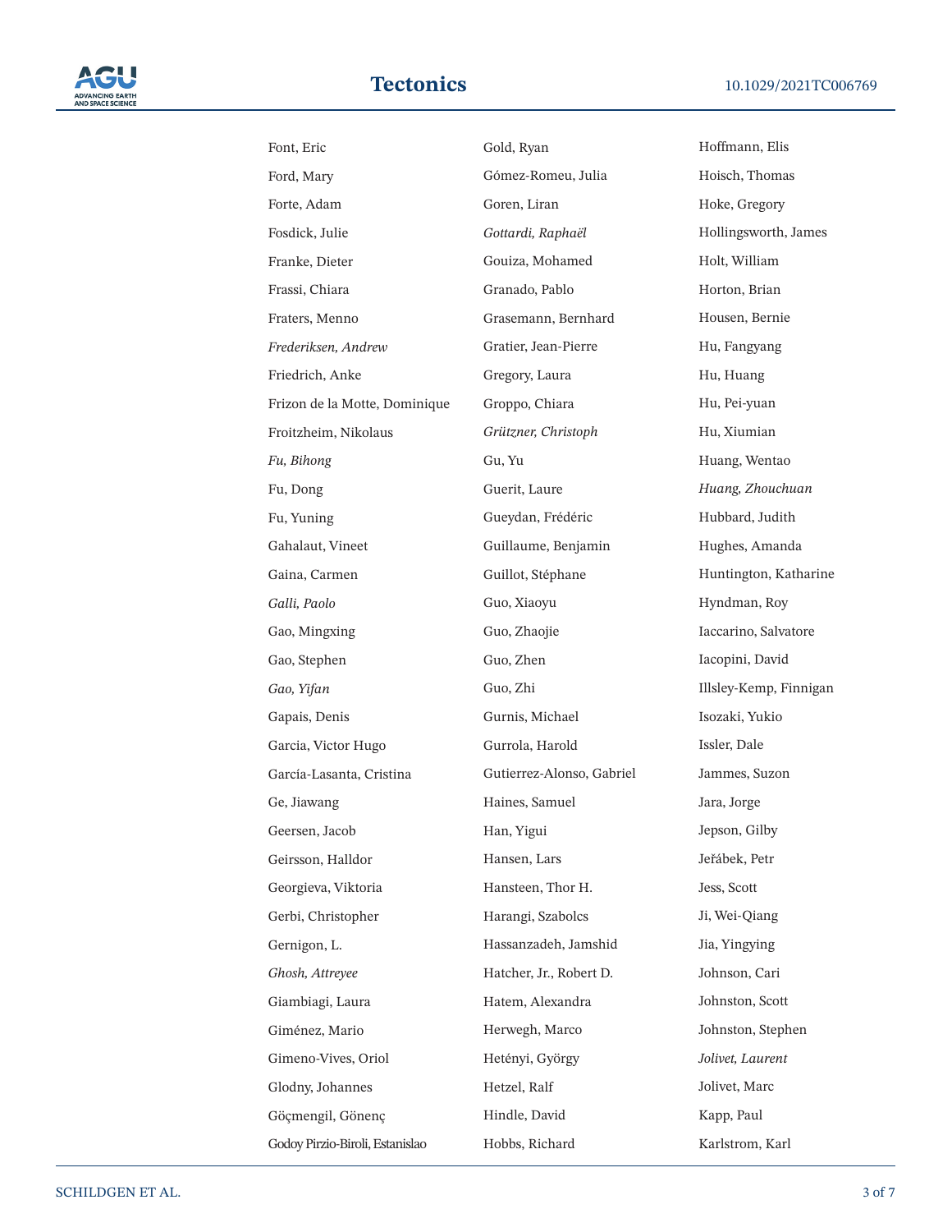Font, Eric
Ford, Mary
Forte, Adam
Fosdick, Julie
Franke, Dieter
Frassi, Chiara
Fraters, Menno
*Frederiksen, Andrew*
Friedrich, Anke
Frizon de la Motte, Dominique
Froitzheim, Nikolaus
*Fu, Bihong*
Fu, Dong
Fu, Yuning
Gahalaut, Vineet
Gaina, Carmen
*Galli, Paolo*
Gao, Mingxing
Gao, Stephen
*Gao, Yifan*
Gapais, Denis
Garcia, Victor Hugo
García-Lasanta, Cristina
Ge, Jiawang
Geersen, Jacob
Geirsson, Halldor
Georgieva, Viktoria
Gerbi, Christopher
Gernigon, L.
*Ghosh, Attreyee*
Giambiagi, Laura
Giménez, Mario
Gimeno-Vives, Oriol
Glodny, Johannes
Göçmengil, Gönenç
Godoy Pirzio-Biroli, Estanislao
Gold, Ryan
Gómez-Romeu, Julia
Goren, Liran
*Gottardi, Raphaël*
Gouiza, Mohamed
Granado, Pablo
Grasemann, Bernhard
Gratier, Jean-Pierre
Gregory, Laura
Groppo, Chiara
*Grützner, Christoph*
Gu, Yu
Guerit, Laure
Gueydan, Frédéric
Guillaume, Benjamin
Guillot, Stéphane
Guo, Xiaoyu
Guo, Zhaojie
Guo, Zhen
Guo, Zhi
Gurnis, Michael
Gurrola, Harold
Gutierrez-Alonso, Gabriel
Haines, Samuel
Han, Yigui
Hansen, Lars
Hansteen, Thor H.
Harangi, Szabolcs
Hassanzadeh, Jamshid
Hatcher, Jr., Robert D.
Hatem, Alexandra
Herwegh, Marco
Hetényi, György
Hetzel, Ralf
Hindle, David
Hobbs, Richard
Hoffmann, Elis
Hoisch, Thomas
Hoke, Gregory
Hollingsworth, James
Holt, William
Horton, Brian
Housen, Bernie
Hu, Fangyang
Hu, Huang
Hu, Pei-yuan
Hu, Xiumian
Huang, Wentao
*Huang, Zhouchuan*
Hubbard, Judith
Hughes, Amanda
Huntington, Katharine
Hyndman, Roy
Iaccarino, Salvatore
Iacopini, David
Illsley-Kemp, Finnigan
Isozaki, Yukio
Issler, Dale
Jammes, Suzon
Jara, Jorge
Jepson, Gilby
Jeřábek, Petr
Jess, Scott
Ji, Wei-Qiang
Jia, Yingying
Johnson, Cari
Johnston, Scott
Johnston, Stephen
*Jolivet, Laurent*
Jolivet, Marc
Kapp, Paul
Karlstrom, Karl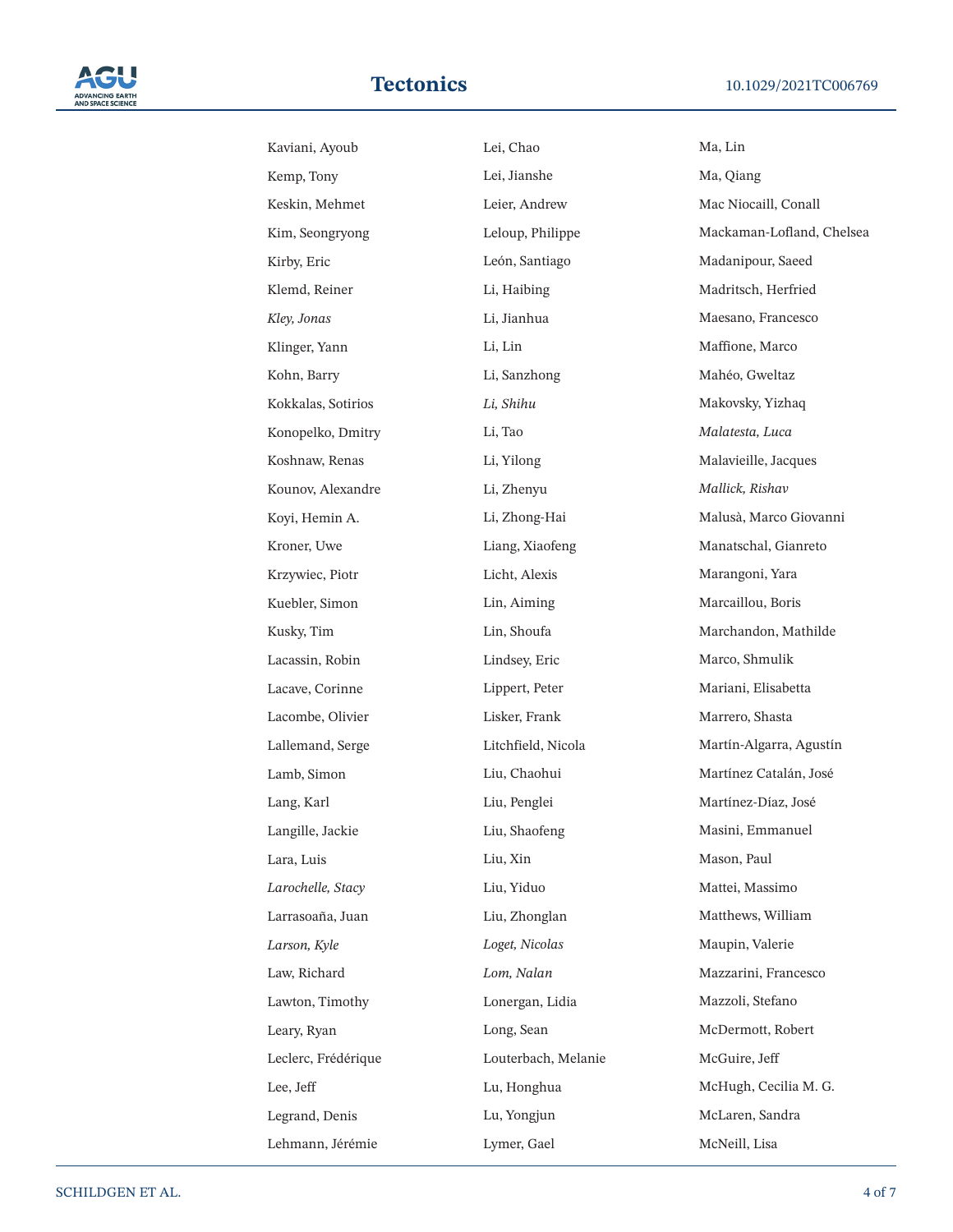Kaviani, Ayoub
Kemp, Tony
Keskin, Mehmet
Kim, Seongryong
Kirby, Eric
Klemd, Reiner
*Kley, Jonas*
Klinger, Yann
Kohn, Barry
Kokkalas, Sotirios
Konopelko, Dmitry
Koshnaw, Renas
Kounov, Alexandre
Koyi, Hemin A.
Kroner, Uwe
Krzywiec, Piotr
Kuebler, Simon
Kusky, Tim
Lacassin, Robin
Lacave, Corinne
Lacombe, Olivier
Lallemand, Serge
Lamb, Simon
Lang, Karl
Langille, Jackie
Lara, Luis
*Larochelle, Stacy*
Larrasoaña, Juan
*Larson, Kyle*
Law, Richard
Lawton, Timothy
Leary, Ryan
Leclerc, Frédérique
Lee, Jeff
Legrand, Denis
Lehmann, Jérémie
Lei, Chao
Lei, Jianshe
Leier, Andrew
Leloup, Philippe
León, Santiago
Li, Haibing
Li, Jianhua
Li, Lin
Li, Sanzhong
*Li, Shihu*
Li, Tao
Li, Yilong
Li, Zhenyu
Li, Zhong-Hai
Liang, Xiaofeng
Licht, Alexis
Lin, Aiming
Lin, Shoufa
Lindsey, Eric
Lippert, Peter
Lisker, Frank
Litchfield, Nicola
Liu, Chaohui
Liu, Penglei
Liu, Shaofeng
Liu, Xin
Liu, Yiduo
Liu, Zhonglan
*Loget, Nicolas*
*Lom, Nalan*
Lonergan, Lidia
Long, Sean
Louterbach, Melanie
Lu, Honghua
Lu, Yongjun
Lymer, Gael
Ma, Lin
Ma, Qiang
Mac Niocaill, Conall
Mackaman-Lofland, Chelsea
Madanipour, Saeed
Madritsch, Herfried
Maesano, Francesco
Maffione, Marco
Mahéo, Gweltaz
Makovsky, Yizhaq
*Malatesta, Luca*
Malavieille, Jacques
*Mallick, Rishav*
Malusà, Marco Giovanni
Manatschal, Gianreto
Marangoni, Yara
Marcaillou, Boris
Marchandon, Mathilde
Marco, Shmulik
Mariani, Elisabetta
Marrero, Shasta
Martín-Algarra, Agustín
Martínez Catalán, José
Martínez-Díaz, José
Masini, Emmanuel
Mason, Paul
Mattei, Massimo
Matthews, William
Maupin, Valerie
Mazzarini, Francesco
Mazzoli, Stefano
McDermott, Robert
McGuire, Jeff
McHugh, Cecilia M. G.
McLaren, Sandra
McNeill, Lisa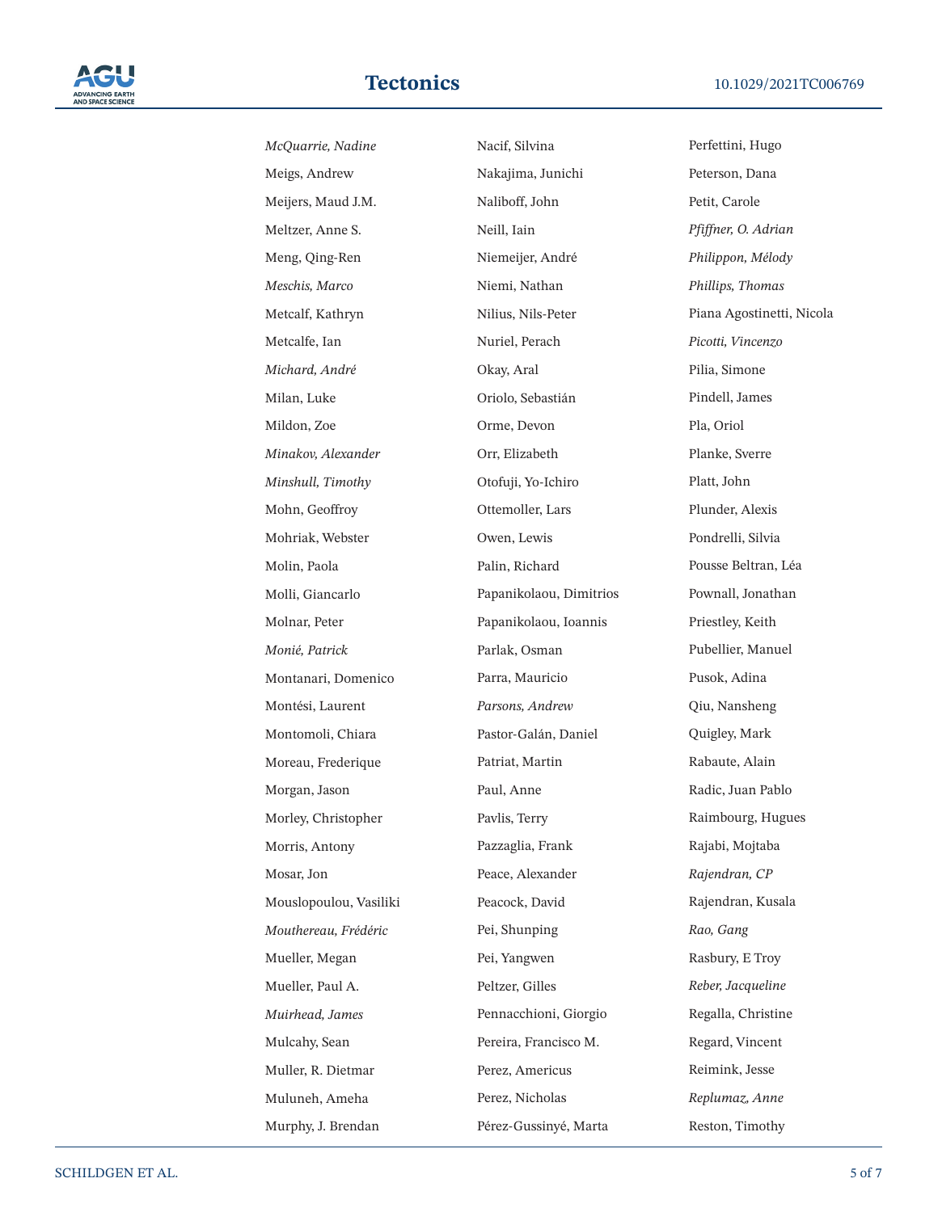*McQuarrie, Nadine*
Meigs, Andrew
Meijers, Maud J.M.
Meltzer, Anne S.
Meng, Qing-Ren
*Meschis, Marco*
Metcalf, Kathryn
Metcalfe, Ian
*Michard, André*
Milan, Luke
Mildon, Zoe
*Minakov, Alexander*
*Minshull, Timothy*
Mohn, Geoffroy
Mohriak, Webster
Molin, Paola
Molli, Giancarlo
Molnar, Peter
*Monié, Patrick*
Montanari, Domenico
Montési, Laurent
Montomoli, Chiara
Moreau, Frederique
Morgan, Jason
Morley, Christopher
Morris, Antony
Mosar, Jon
Mouslopoulou, Vasiliki
*Mouthereau, Frédéric*
Mueller, Megan
Mueller, Paul A.
*Muirhead, James*
Mulcahy, Sean
Muller, R. Dietmar
Muluneh, Ameha
Murphy, J. Brendan
Nacif, Silvina
Nakajima, Junichi
Naliboff, John
Neill, Iain
Niemeijer, André
Niemi, Nathan
Nilius, Nils-Peter
Nuriel, Perach
Okay, Aral
Oriolo, Sebastián
Orme, Devon
Orr, Elizabeth
Otofuji, Yo-Ichiro
Ottemoller, Lars
Owen, Lewis
Palin, Richard
Papanikolaou, Dimitrios
Papanikolaou, Ioannis
Parlak, Osman
Parra, Mauricio
*Parsons, Andrew*
Pastor-Galán, Daniel
Patriat, Martin
Paul, Anne
Pavlis, Terry
Pazzaglia, Frank
Peace, Alexander
Peacock, David
Pei, Shunping
Pei, Yangwen
Peltzer, Gilles
Pennacchioni, Giorgio
Pereira, Francisco M.
Perez, Americus
Perez, Nicholas
Pérez-Gussinyé, Marta
Perfettini, Hugo
Peterson, Dana
Petit, Carole
*Pfiffner, O. Adrian*
*Philippon, Mélody*
*Phillips, Thomas*
Piana Agostinetti, Nicola
*Picotti, Vincenzo*
Pilia, Simone
Pindell, James
Pla, Oriol
Planke, Sverre
Platt, John
Plunder, Alexis
Pondrelli, Silvia
Pousse Beltran, Léa
Pownall, Jonathan
Priestley, Keith
Pubellier, Manuel
Pusok, Adina
Qiu, Nansheng
Quigley, Mark
Rabaute, Alain
Radic, Juan Pablo
Raimbourg, Hugues
Rajabi, Mojtaba
*Rajendran, CP*
Rajendran, Kusala
*Rao, Gang*
Rasbury, E Troy
*Reber, Jacqueline*
Regalla, Christine
Regard, Vincent
Reimink, Jesse
*Replumaz, Anne*
Reston, Timothy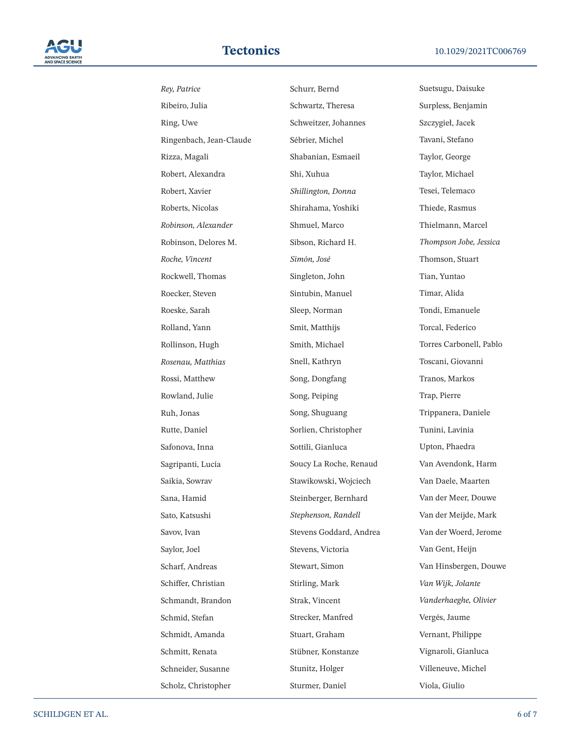*Rey, Patrice*

Ribeiro, Julia

Ring, Uwe

Ringenbach, Jean-Claude

Rizza, Magali

Robert, Alexandra

Robert, Xavier

Roberts, Nicolas

*Robinson, Alexander*

Robinson, Delores M.

*Roche, Vincent*

Rockwell, Thomas

Roecker, Steven

Roeske, Sarah

Rolland, Yann

Rollinson, Hugh

*Rosenau, Matthias*

Rossi, Matthew

Rowland, Julie

Ruh, Jonas

Rutte, Daniel

Safonova, Inna

Sagripanti, Lucía

Saikia, Sowrav

Sana, Hamid

Sato, Katsushi

Savov, Ivan

Saylor, Joel

Scharf, Andreas

Schiffer, Christian

Schmandt, Brandon

Schmid, Stefan

Schmidt, Amanda

Schmitt, Renata

Schneider, Susanne

Scholz, Christopher

Schurr, Bernd

Schwartz, Theresa

Schweitzer, Johannes

Sébrier, Michel

Shabanian, Esmaeil

Shi, Xuhua

*Shillington, Donna*

Shirahama, Yoshiki

Shmuel, Marco

Sibson, Richard H.

*Simón, José*

Singleton, John

Sintubin, Manuel

Sleep, Norman

Smit, Matthijs

Smith, Michael

Snell, Kathryn

Song, Dongfang

Song, Peiping

Song, Shuguang

Sorlien, Christopher

Sottili, Gianluca

Soucy La Roche, Renaud

Stawikowski, Wojciech

Steinberger, Bernhard

*Stephenson, Randell*

Stevens Goddard, Andrea

Stevens, Victoria

Stewart, Simon

Stirling, Mark

Strak, Vincent

Strecker, Manfred

Stuart, Graham

Stübner, Konstanze

Stunitz, Holger

Sturmer, Daniel

Suetsugu, Daisuke

Surpless, Benjamin

Szczygieł, Jacek

Tavani, Stefano

Taylor, George

Taylor, Michael

Tesei, Telemaco

Thiede, Rasmus

Thielmann, Marcel

*Thompson Jobe, Jessica*

Thomson, Stuart

Tian, Yuntao

Timar, Alida

Tondi, Emanuele

Torcal, Federico

Torres Carbonell, Pablo

Toscani, Giovanni

Tranos, Markos

Trap, Pierre

Trippanera, Daniele

Tunini, Lavinia

Upton, Phaedra

Van Avendonk, Harm

Van Daele, Maarten

Van der Meer, Douwe

Van der Meijde, Mark

Van der Woerd, Jerome

Van Gent, Heijn

Van Hinsbergen, Douwe

*Van Wijk, Jolante*

*Vanderhaeghe, Olivier*

Vergés, Jaume

Vernant, Philippe

Vignaroli, Gianluca

Villeneuve, Michel

Viola, Giulio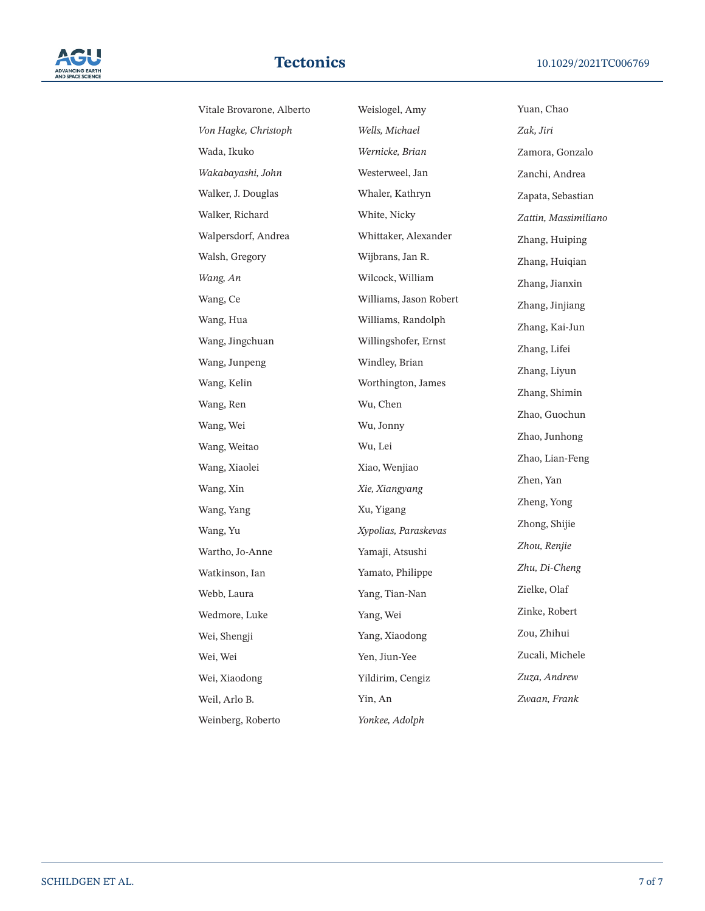Vitale Brovarone, Alberto

*Von Hagke, Christoph*

Wada, Ikuko

*Wakabayashi, John*

Walker, J. Douglas

Walker, Richard

Walpersdorf, Andrea

Walsh, Gregory

*Wang, An*

Wang, Ce

Wang, Hua

Wang, Jingchuan

Wang, Junpeng

Wang, Kelin

Wang, Ren

Wang, Wei

Wang, Weitao

Wang, Xiaolei

Wang, Xin

Wang, Yang

Wang, Yu

Wartho, Jo-Anne

Watkinson, Ian

Webb, Laura

Wedmore, Luke

Wei, Shengji

Wei, Wei

Wei, Xiaodong

Weil, Arlo B.

Weinberg, Roberto

Weislogel, Amy

*Wells, Michael*

*Wernicke, Brian*

Westerweel, Jan

Whaler, Kathryn

White, Nicky

Whittaker, Alexander

Wijbrans, Jan R.

Wilcock, William

Williams, Jason Robert

Williams, Randolph

Willingshofer, Ernst

Windley, Brian

Worthington, James

Wu, Chen

Wu, Jonny

Wu, Lei

Xiao, Wenjiao

*Xie, Xiangyang*

Xu, Yigang

*Xypolias, Paraskevas*

Yamaji, Atsushi

Yamato, Philippe

Yang, Tian-Nan

Yang, Wei

Yang, Xiaodong

Yen, Jiun-Yee

Yildirim, Cengiz

Yin, An

*Yonkee, Adolph*

Yuan, Chao

*Zak, Jiri*

Zamora, Gonzalo

Zanchi, Andrea

Zapata, Sebastian

*Zattin, Massimiliano*

Zhang, Huiping

Zhang, Huiqian

Zhang, Jianxin

Zhang, Jinjiang

Zhang, Kai-Jun

Zhang, Lifei

Zhang, Liyun

Zhang, Shimin

Zhao, Guochun

Zhao, Junhong

Zhao, Lian-Feng

Zhen, Yan

Zheng, Yong

Zhong, Shijie

*Zhou, Renjie*

*Zhu, Di-Cheng*

Zielke, Olaf

Zinke, Robert

Zou, Zhihui

Zucali, Michele

*Zuza, Andrew*

*Zwaan, Frank*